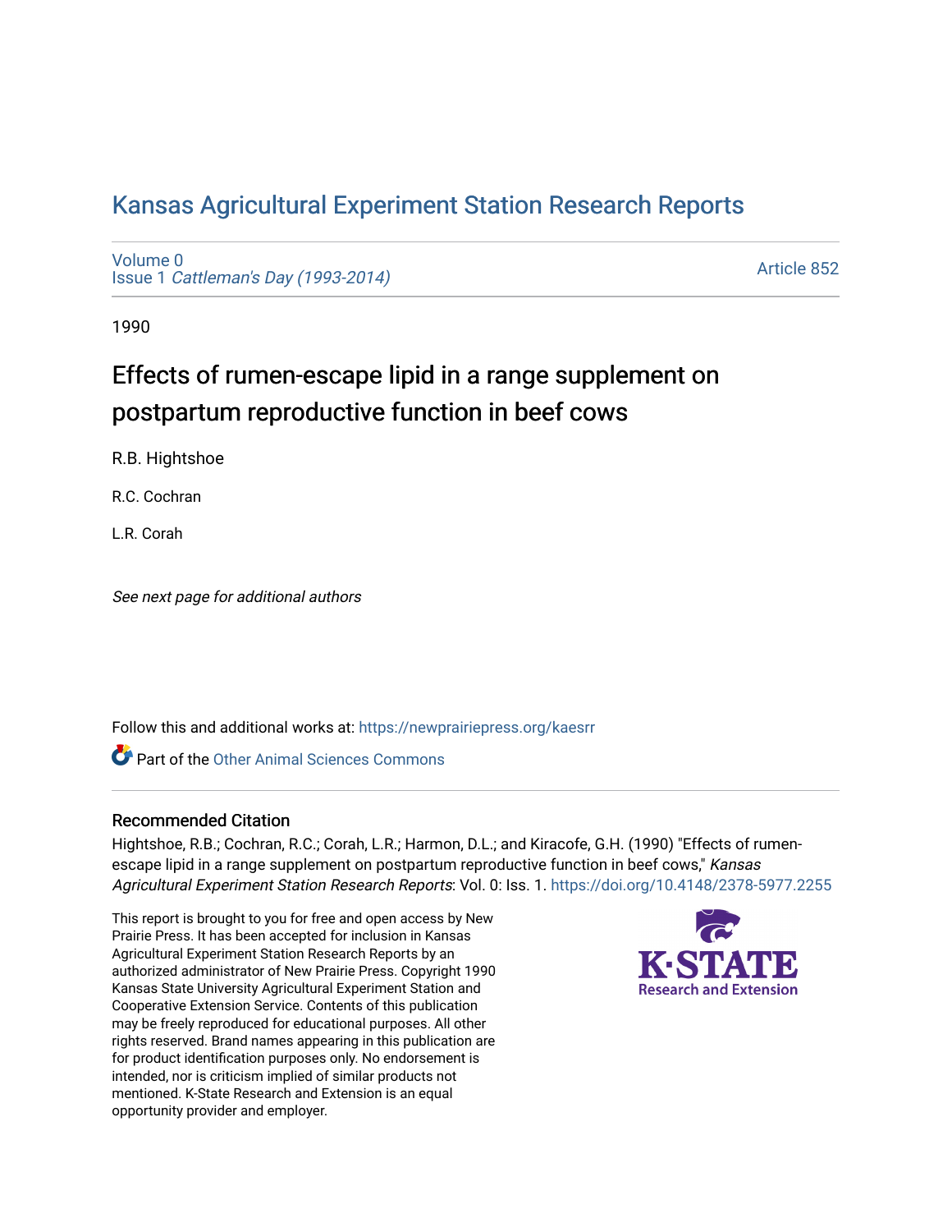# Kansas Agricultural Experiment Station Research Reports

Volume 0
Issue 1 *Cattleman's Day (1993-2014)*

Article 852

1990

## Effects of rumen-escape lipid in a range supplement on postpartum reproductive function in beef cows

R.B. Hightshoe

R.C. Cochran

L.R. Corah

*See next page for additional authors*

Follow this and additional works at: https://newprairiepress.org/kaesrr

Part of the Other Animal Sciences Commons

### Recommended Citation

Hightshoe, R.B.; Cochran, R.C.; Corah, L.R.; Harmon, D.L.; and Kiracofe, G.H. (1990) "Effects of rumen-escape lipid in a range supplement on postpartum reproductive function in beef cows," *Kansas Agricultural Experiment Station Research Reports*: Vol. 0: Iss. 1. https://doi.org/10.4148/2378-5977.2255

This report is brought to you for free and open access by New Prairie Press. It has been accepted for inclusion in Kansas Agricultural Experiment Station Research Reports by an authorized administrator of New Prairie Press. Copyright 1990 Kansas State University Agricultural Experiment Station and Cooperative Extension Service. Contents of this publication may be freely reproduced for educational purposes. All other rights reserved. Brand names appearing in this publication are for product identification purposes only. No endorsement is intended, nor is criticism implied of similar products not mentioned. K-State Research and Extension is an equal opportunity provider and employer.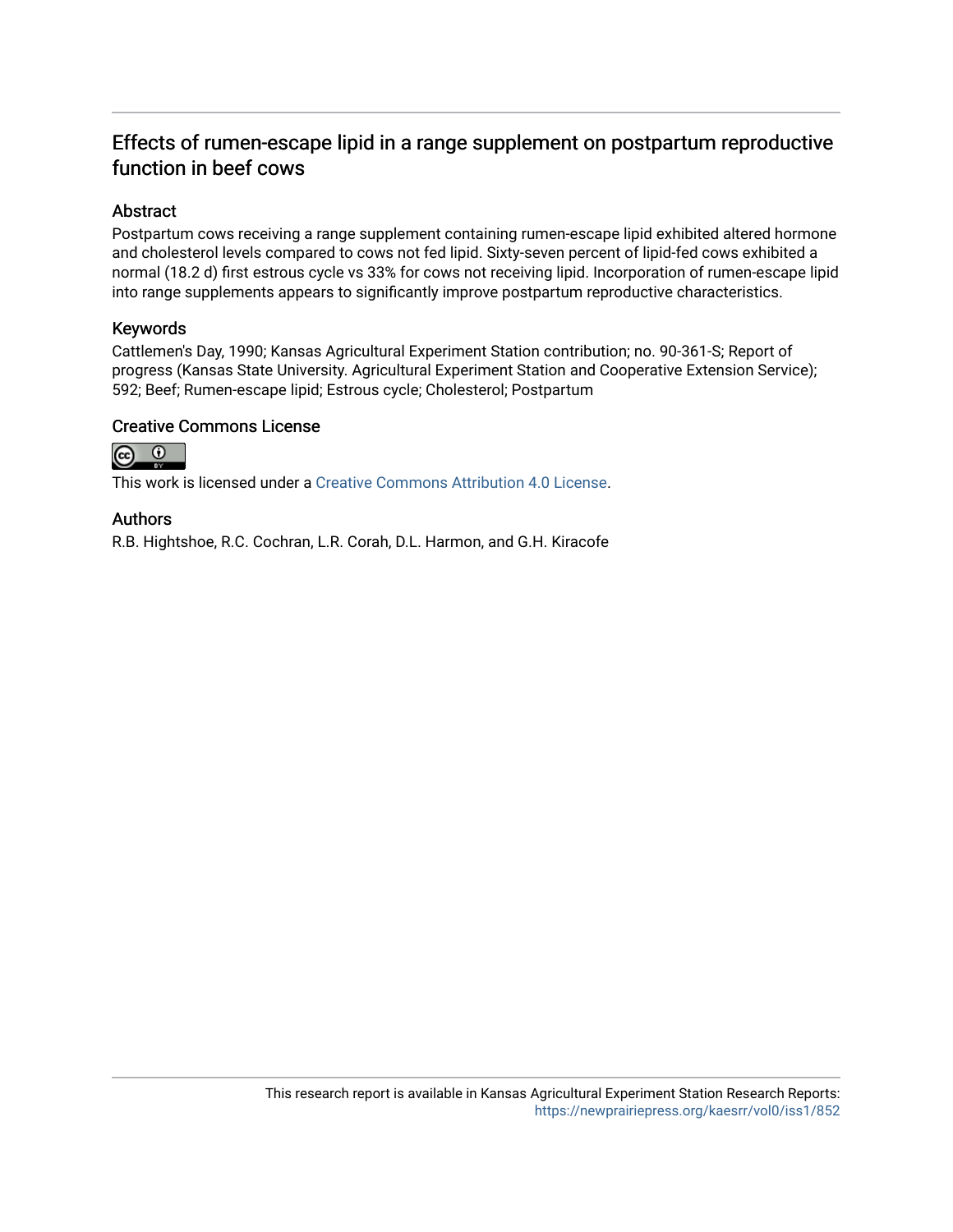# Effects of rumen-escape lipid in a range supplement on postpartum reproductive function in beef cows

## Abstract

Postpartum cows receiving a range supplement containing rumen-escape lipid exhibited altered hormone and cholesterol levels compared to cows not fed lipid. Sixty-seven percent of lipid-fed cows exhibited a normal (18.2 d) first estrous cycle vs 33% for cows not receiving lipid. Incorporation of rumen-escape lipid into range supplements appears to significantly improve postpartum reproductive characteristics.

## Keywords

Cattlemen's Day, 1990; Kansas Agricultural Experiment Station contribution; no. 90-361-S; Report of progress (Kansas State University. Agricultural Experiment Station and Cooperative Extension Service); 592; Beef; Rumen-escape lipid; Estrous cycle; Cholesterol; Postpartum

## Creative Commons License

This work is licensed under a Creative Commons Attribution 4.0 License.

## Authors

R.B. Hightshoe, R.C. Cochran, L.R. Corah, D.L. Harmon, and G.H. Kiracofe

This research report is available in Kansas Agricultural Experiment Station Research Reports: https://newprairiepress.org/kaesrr/vol0/iss1/852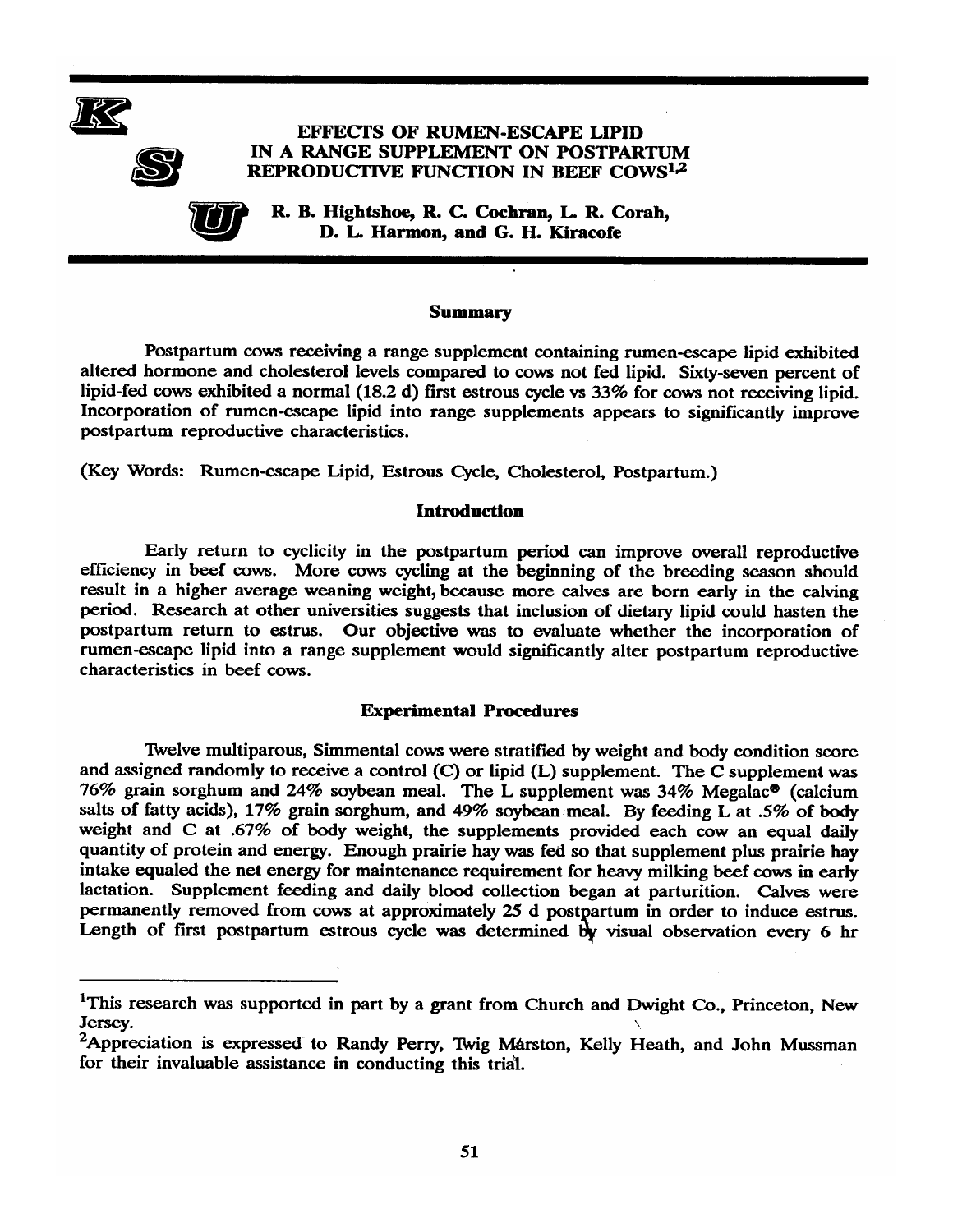# EFFECTS OF RUMEN-ESCAPE LIPID IN A RANGE SUPPLEMENT ON POSTPARTUM REPRODUCTIVE FUNCTION IN BEEF COWS[1,2]

**R. B. Hightshoe, R. C. Cochran, L. R. Corah, D. L. Harmon, and G. H. Kiracofe**

## Summary

Postpartum cows receiving a range supplement containing rumen-escape lipid exhibited altered hormone and cholesterol levels compared to cows not fed lipid. Sixty-seven percent of lipid-fed cows exhibited a normal (18.2 d) first estrous cycle vs 33% for cows not receiving lipid. Incorporation of rumen-escape lipid into range supplements appears to significantly improve postpartum reproductive characteristics.

(Key Words: Rumen-escape Lipid, Estrous Cycle, Cholesterol, Postpartum.)

## Introduction

Early return to cyclicity in the postpartum period can improve overall reproductive efficiency in beef cows. More cows cycling at the beginning of the breeding season should result in a higher average weaning weight, because more calves are born early in the calving period. Research at other universities suggests that inclusion of dietary lipid could hasten the postpartum return to estrus. Our objective was to evaluate whether the incorporation of rumen-escape lipid into a range supplement would significantly alter postpartum reproductive characteristics in beef cows.

## Experimental Procedures

Twelve multiparous, Simmental cows were stratified by weight and body condition score and assigned randomly to receive a control (C) or lipid (L) supplement. The C supplement was 76% grain sorghum and 24% soybean meal. The L supplement was 34% Megalac® (calcium salts of fatty acids), 17% grain sorghum, and 49% soybean meal. By feeding L at .5% of body weight and C at .67% of body weight, the supplements provided each cow an equal daily quantity of protein and energy. Enough prairie hay was fed so that supplement plus prairie hay intake equaled the net energy for maintenance requirement for heavy milking beef cows in early lactation. Supplement feeding and daily blood collection began at parturition. Calves were permanently removed from cows at approximately 25 d postpartum in order to induce estrus. Length of first postpartum estrous cycle was determined by visual observation every 6 hr

---

[1]This research was supported in part by a grant from Church and Dwight Co., Princeton, New Jersey.

[2]Appreciation is expressed to Randy Perry, Twig Marston, Kelly Heath, and John Mussman for their invaluable assistance in conducting this trial.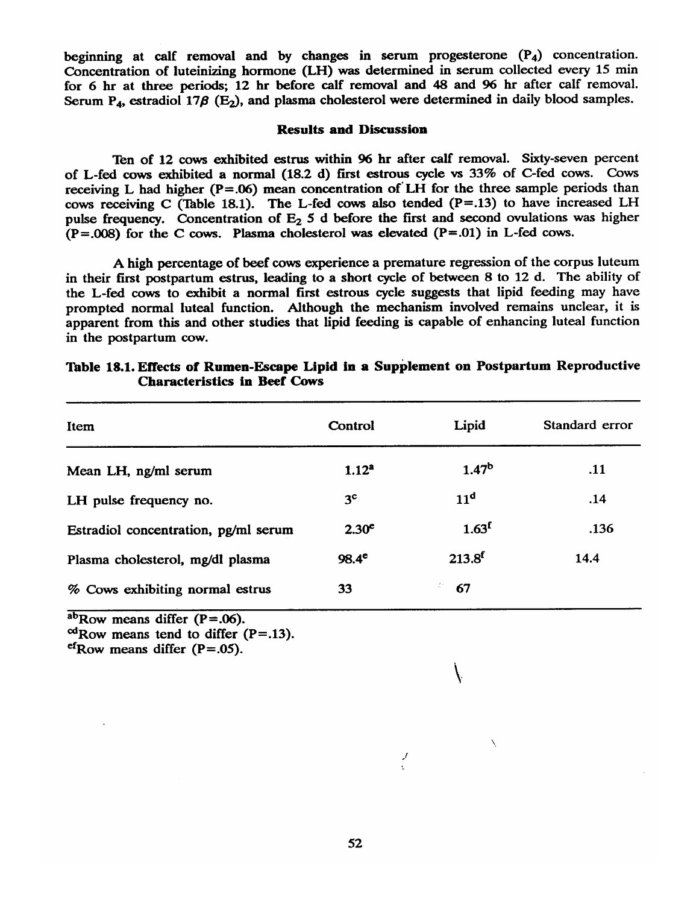beginning at calf removal and by changes in serum progesterone ($P_4$) concentration. Concentration of luteinizing hormone (LH) was determined in serum collected every 15 min for 6 hr at three periods; 12 hr before calf removal and 48 and 96 hr after calf removal. Serum $P_4$, estradiol 17$\beta$ ($E_2$), and plasma cholesterol were determined in daily blood samples.

## Results and Discussion

Ten of 12 cows exhibited estrus within 96 hr after calf removal. Sixty-seven percent of L-fed cows exhibited a normal (18.2 d) first estrous cycle vs 33% of C-fed cows. Cows receiving L had higher (P=.06) mean concentration of LH for the three sample periods than cows receiving C (Table 18.1). The L-fed cows also tended (P=.13) to have increased LH pulse frequency. Concentration of $E_2$ 5 d before the first and second ovulations was higher (P=.008) for the C cows. Plasma cholesterol was elevated (P=.01) in L-fed cows.

A high percentage of beef cows experience a premature regression of the corpus luteum in their first postpartum estrus, leading to a short cycle of between 8 to 12 d. The ability of the L-fed cows to exhibit a normal first estrous cycle suggests that lipid feeding may have prompted normal luteal function. Although the mechanism involved remains unclear, it is apparent from this and other studies that lipid feeding is capable of enhancing luteal function in the postpartum cow.

**Table 18.1. Effects of Rumen-Escape Lipid in a Supplement on Postpartum Reproductive Characteristics in Beef Cows**

| Item | Control | Lipid | Standard error |
|---|---|---|---|
| Mean LH, ng/ml serum | 1.12[a] | 1.47[b] | .11 |
| LH pulse frequency no. | 3[c] | 11[d] | .14 |
| Estradiol concentration, pg/ml serum | 2.30[e] | 1.63[f] | .136 |
| Plasma cholesterol, mg/dl plasma | 98.4[e] | 213.8[f] | 14.4 |
| % Cows exhibiting normal estrus | 33 | 67 | |

[ab]Row means differ (P=.06).
[cd]Row means tend to differ (P=.13).
[ef]Row means differ (P=.05).